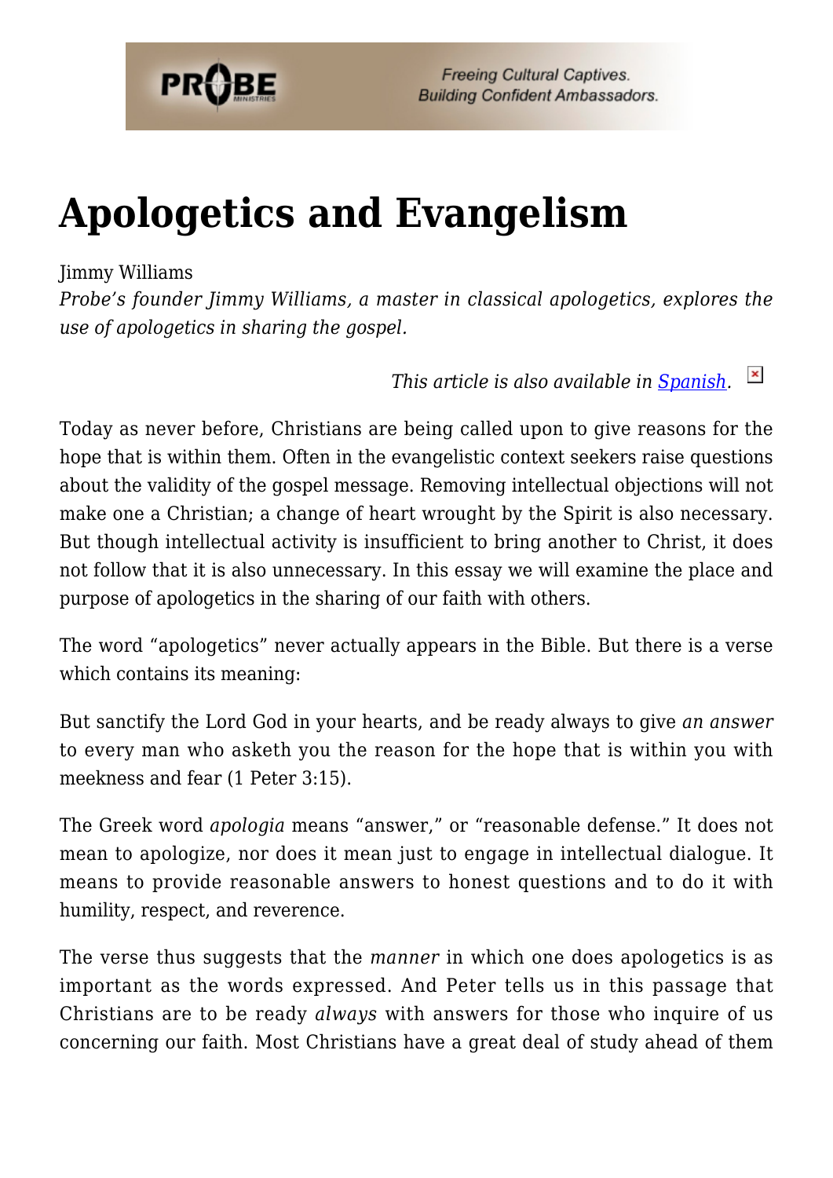# Apologetics and Evangelism

Jimmy Williams

*Probe's founder Jimmy Williams, a master in classical apologetics, explores the use of apologetics in sharing the gospel.*

*This article is also available in [Spanish](Spanish).*

Today as never before, Christians are being called upon to give reasons for the hope that is within them. Often in the evangelistic context seekers raise questions about the validity of the gospel message. Removing intellectual objections will not make one a Christian; a change of heart wrought by the Spirit is also necessary. But though intellectual activity is insufficient to bring another to Christ, it does not follow that it is also unnecessary. In this essay we will examine the place and purpose of apologetics in the sharing of our faith with others.

The word "apologetics" never actually appears in the Bible. But there is a verse which contains its meaning:

But sanctify the Lord God in your hearts, and be ready always to give *an answer* to every man who asketh you the reason for the hope that is within you with meekness and fear (1 Peter 3:15).

The Greek word *apologia* means "answer," or "reasonable defense." It does not mean to apologize, nor does it mean just to engage in intellectual dialogue. It means to provide reasonable answers to honest questions and to do it with humility, respect, and reverence.

The verse thus suggests that the *manner* in which one does apologetics is as important as the words expressed. And Peter tells us in this passage that Christians are to be ready *always* with answers for those who inquire of us concerning our faith. Most Christians have a great deal of study ahead of them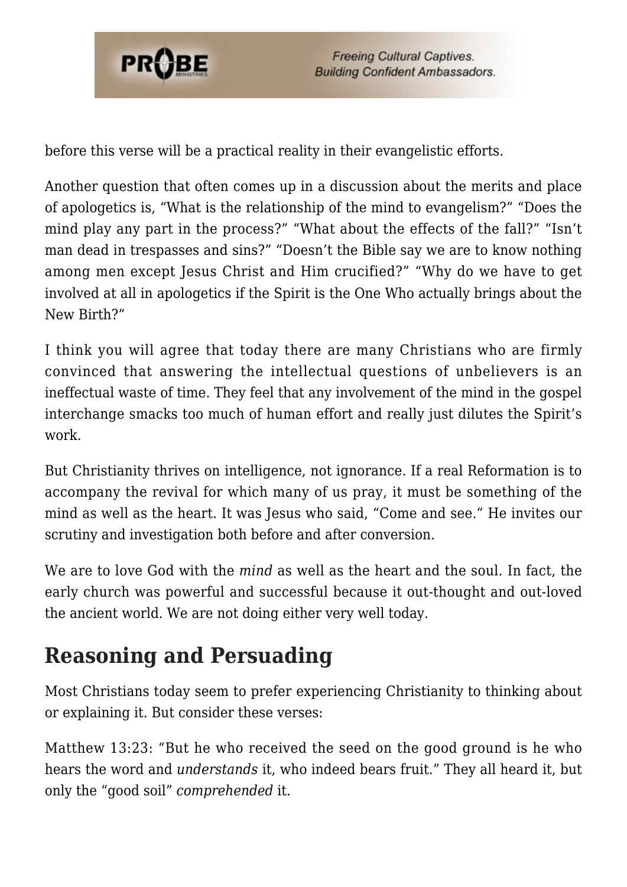before this verse will be a practical reality in their evangelistic efforts.

Another question that often comes up in a discussion about the merits and place of apologetics is, “What is the relationship of the mind to evangelism?” “Does the mind play any part in the process?” “What about the effects of the fall?” “Isn’t man dead in trespasses and sins?” “Doesn’t the Bible say we are to know nothing among men except Jesus Christ and Him crucified?” “Why do we have to get involved at all in apologetics if the Spirit is the One Who actually brings about the New Birth?”

I think you will agree that today there are many Christians who are firmly convinced that answering the intellectual questions of unbelievers is an ineffectual waste of time. They feel that any involvement of the mind in the gospel interchange smacks too much of human effort and really just dilutes the Spirit’s work.

But Christianity thrives on intelligence, not ignorance. If a real Reformation is to accompany the revival for which many of us pray, it must be something of the mind as well as the heart. It was Jesus who said, “Come and see.” He invites our scrutiny and investigation both before and after conversion.

We are to love God with the *mind* as well as the heart and the soul. In fact, the early church was powerful and successful because it out-thought and out-loved the ancient world. We are not doing either very well today.

## Reasoning and Persuading

Most Christians today seem to prefer experiencing Christianity to thinking about or explaining it. But consider these verses:

Matthew 13:23: “But he who received the seed on the good ground is he who hears the word and *understands* it, who indeed bears fruit.” They all heard it, but only the “good soil” *comprehended* it.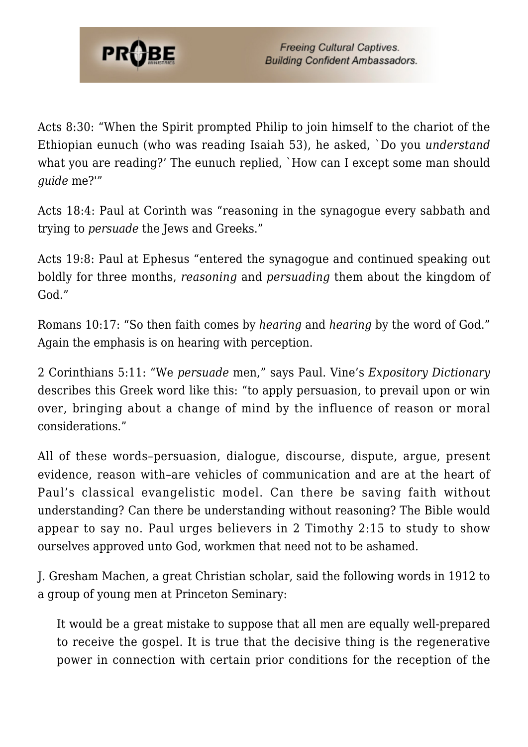Acts 8:30: "When the Spirit prompted Philip to join himself to the chariot of the Ethiopian eunuch (who was reading Isaiah 53), he asked, `Do you *understand* what you are reading?' The eunuch replied, `How can I except some man should *guide* me?'"

Acts 18:4: Paul at Corinth was "reasoning in the synagogue every sabbath and trying to *persuade* the Jews and Greeks."

Acts 19:8: Paul at Ephesus "entered the synagogue and continued speaking out boldly for three months, *reasoning* and *persuading* them about the kingdom of God."

Romans 10:17: "So then faith comes by *hearing* and *hearing* by the word of God." Again the emphasis is on hearing with perception.

2 Corinthians 5:11: "We *persuade* men," says Paul. Vine's *Expository Dictionary* describes this Greek word like this: "to apply persuasion, to prevail upon or win over, bringing about a change of mind by the influence of reason or moral considerations."

All of these words–persuasion, dialogue, discourse, dispute, argue, present evidence, reason with–are vehicles of communication and are at the heart of Paul's classical evangelistic model. Can there be saving faith without understanding? Can there be understanding without reasoning? The Bible would appear to say no. Paul urges believers in 2 Timothy 2:15 to study to show ourselves approved unto God, workmen that need not to be ashamed.

J. Gresham Machen, a great Christian scholar, said the following words in 1912 to a group of young men at Princeton Seminary:

> It would be a great mistake to suppose that all men are equally well-prepared to receive the gospel. It is true that the decisive thing is the regenerative power in connection with certain prior conditions for the reception of the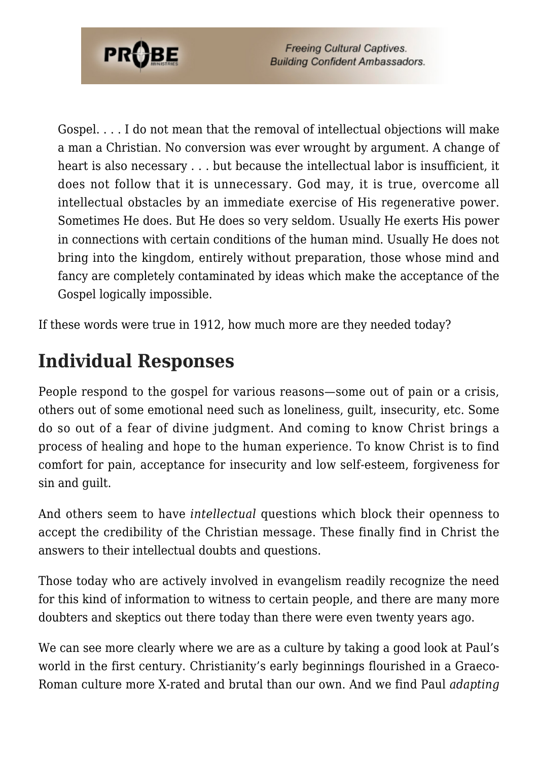> Gospel. . . . I do not mean that the removal of intellectual objections will make a man a Christian. No conversion was ever wrought by argument. A change of heart is also necessary . . . but because the intellectual labor is insufficient, it does not follow that it is unnecessary. God may, it is true, overcome all intellectual obstacles by an immediate exercise of His regenerative power. Sometimes He does. But He does so very seldom. Usually He exerts His power in connections with certain conditions of the human mind. Usually He does not bring into the kingdom, entirely without preparation, those whose mind and fancy are completely contaminated by ideas which make the acceptance of the Gospel logically impossible.

If these words were true in 1912, how much more are they needed today?

## Individual Responses

People respond to the gospel for various reasons—some out of pain or a crisis, others out of some emotional need such as loneliness, guilt, insecurity, etc. Some do so out of a fear of divine judgment. And coming to know Christ brings a process of healing and hope to the human experience. To know Christ is to find comfort for pain, acceptance for insecurity and low self-esteem, forgiveness for sin and guilt.

And others seem to have *intellectual* questions which block their openness to accept the credibility of the Christian message. These finally find in Christ the answers to their intellectual doubts and questions.

Those today who are actively involved in evangelism readily recognize the need for this kind of information to witness to certain people, and there are many more doubters and skeptics out there today than there were even twenty years ago.

We can see more clearly where we are as a culture by taking a good look at Paul's world in the first century. Christianity's early beginnings flourished in a Graeco-Roman culture more X-rated and brutal than our own. And we find Paul *adapting*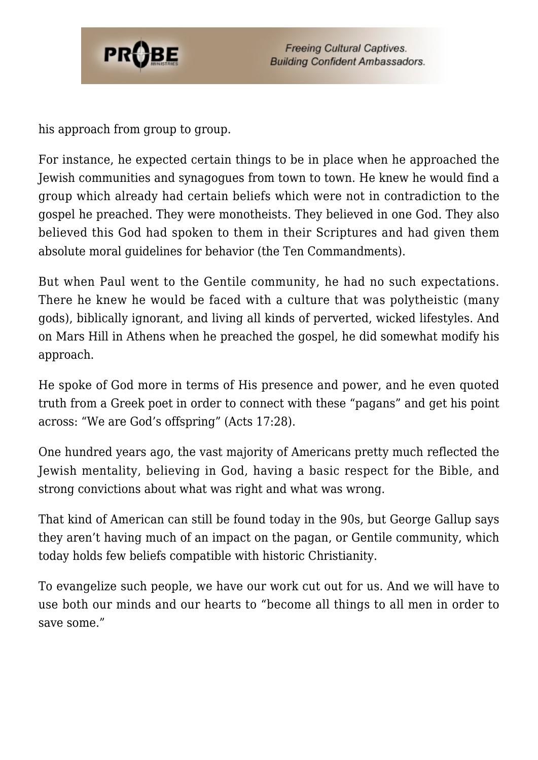his approach from group to group.

For instance, he expected certain things to be in place when he approached the Jewish communities and synagogues from town to town. He knew he would find a group which already had certain beliefs which were not in contradiction to the gospel he preached. They were monotheists. They believed in one God. They also believed this God had spoken to them in their Scriptures and had given them absolute moral guidelines for behavior (the Ten Commandments).

But when Paul went to the Gentile community, he had no such expectations. There he knew he would be faced with a culture that was polytheistic (many gods), biblically ignorant, and living all kinds of perverted, wicked lifestyles. And on Mars Hill in Athens when he preached the gospel, he did somewhat modify his approach.

He spoke of God more in terms of His presence and power, and he even quoted truth from a Greek poet in order to connect with these "pagans" and get his point across: "We are God's offspring" (Acts 17:28).

One hundred years ago, the vast majority of Americans pretty much reflected the Jewish mentality, believing in God, having a basic respect for the Bible, and strong convictions about what was right and what was wrong.

That kind of American can still be found today in the 90s, but George Gallup says they aren't having much of an impact on the pagan, or Gentile community, which today holds few beliefs compatible with historic Christianity.

To evangelize such people, we have our work cut out for us. And we will have to use both our minds and our hearts to "become all things to all men in order to save some."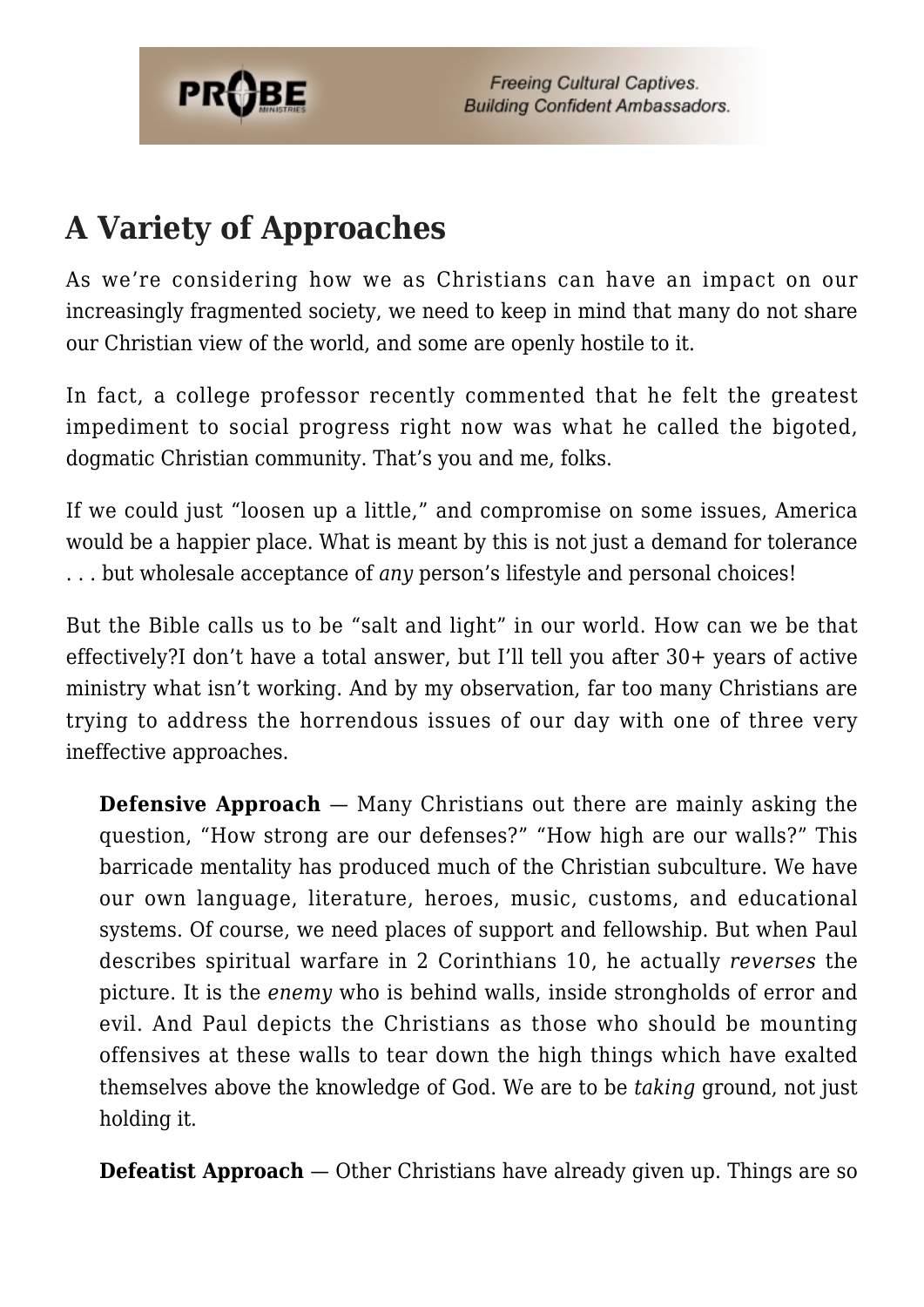## A Variety of Approaches

As we're considering how we as Christians can have an impact on our increasingly fragmented society, we need to keep in mind that many do not share our Christian view of the world, and some are openly hostile to it.

In fact, a college professor recently commented that he felt the greatest impediment to social progress right now was what he called the bigoted, dogmatic Christian community. That's you and me, folks.

If we could just "loosen up a little," and compromise on some issues, America would be a happier place. What is meant by this is not just a demand for tolerance . . . but wholesale acceptance of *any* person's lifestyle and personal choices!

But the Bible calls us to be "salt and light" in our world. How can we be that effectively?I don't have a total answer, but I'll tell you after 30+ years of active ministry what isn't working. And by my observation, far too many Christians are trying to address the horrendous issues of our day with one of three very ineffective approaches.

> **Defensive Approach** — Many Christians out there are mainly asking the question, "How strong are our defenses?" "How high are our walls?" This barricade mentality has produced much of the Christian subculture. We have our own language, literature, heroes, music, customs, and educational systems. Of course, we need places of support and fellowship. But when Paul describes spiritual warfare in 2 Corinthians 10, he actually *reverses* the picture. It is the *enemy* who is behind walls, inside strongholds of error and evil. And Paul depicts the Christians as those who should be mounting offensives at these walls to tear down the high things which have exalted themselves above the knowledge of God. We are to be *taking* ground, not just holding it.
>
> **Defeatist Approach** — Other Christians have already given up. Things are so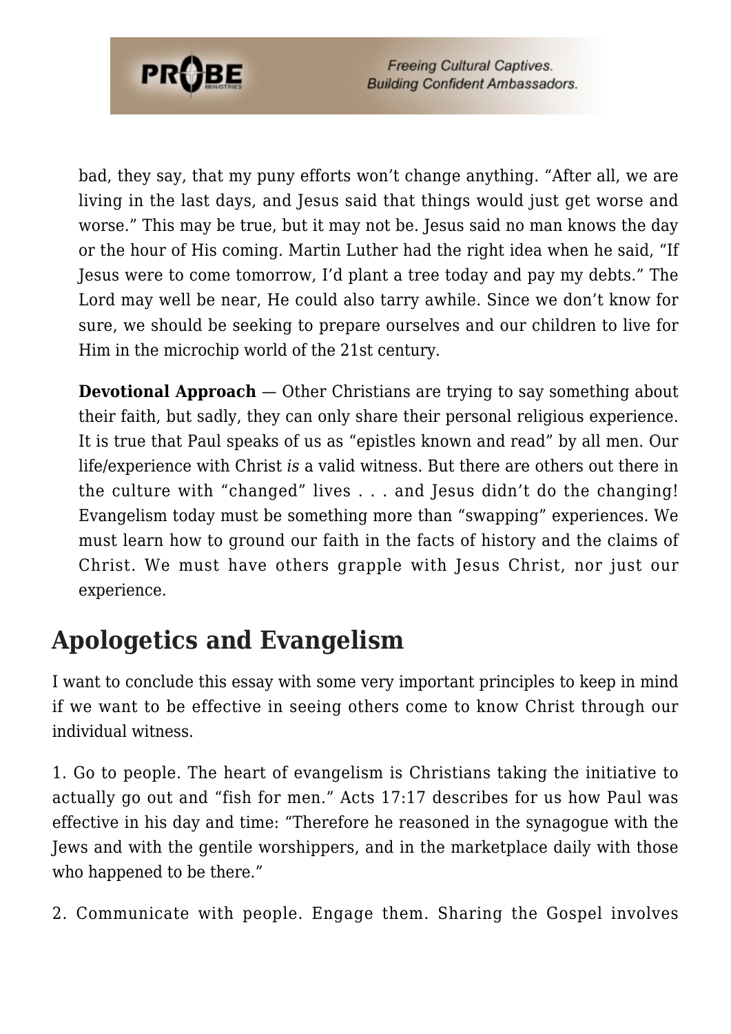bad, they say, that my puny efforts won't change anything. "After all, we are living in the last days, and Jesus said that things would just get worse and worse." This may be true, but it may not be. Jesus said no man knows the day or the hour of His coming. Martin Luther had the right idea when he said, "If Jesus were to come tomorrow, I'd plant a tree today and pay my debts." The Lord may well be near, He could also tarry awhile. Since we don't know for sure, we should be seeking to prepare ourselves and our children to live for Him in the microchip world of the 21st century.

**Devotional Approach** — Other Christians are trying to say something about their faith, but sadly, they can only share their personal religious experience. It is true that Paul speaks of us as "epistles known and read" by all men. Our life/experience with Christ *is* a valid witness. But there are others out there in the culture with "changed" lives . . . and Jesus didn't do the changing! Evangelism today must be something more than "swapping" experiences. We must learn how to ground our faith in the facts of history and the claims of Christ. We must have others grapple with Jesus Christ, nor just our experience.

## Apologetics and Evangelism

I want to conclude this essay with some very important principles to keep in mind if we want to be effective in seeing others come to know Christ through our individual witness.

1. Go to people. The heart of evangelism is Christians taking the initiative to actually go out and "fish for men." Acts 17:17 describes for us how Paul was effective in his day and time: "Therefore he reasoned in the synagogue with the Jews and with the gentile worshippers, and in the marketplace daily with those who happened to be there."

2. Communicate with people. Engage them. Sharing the Gospel involves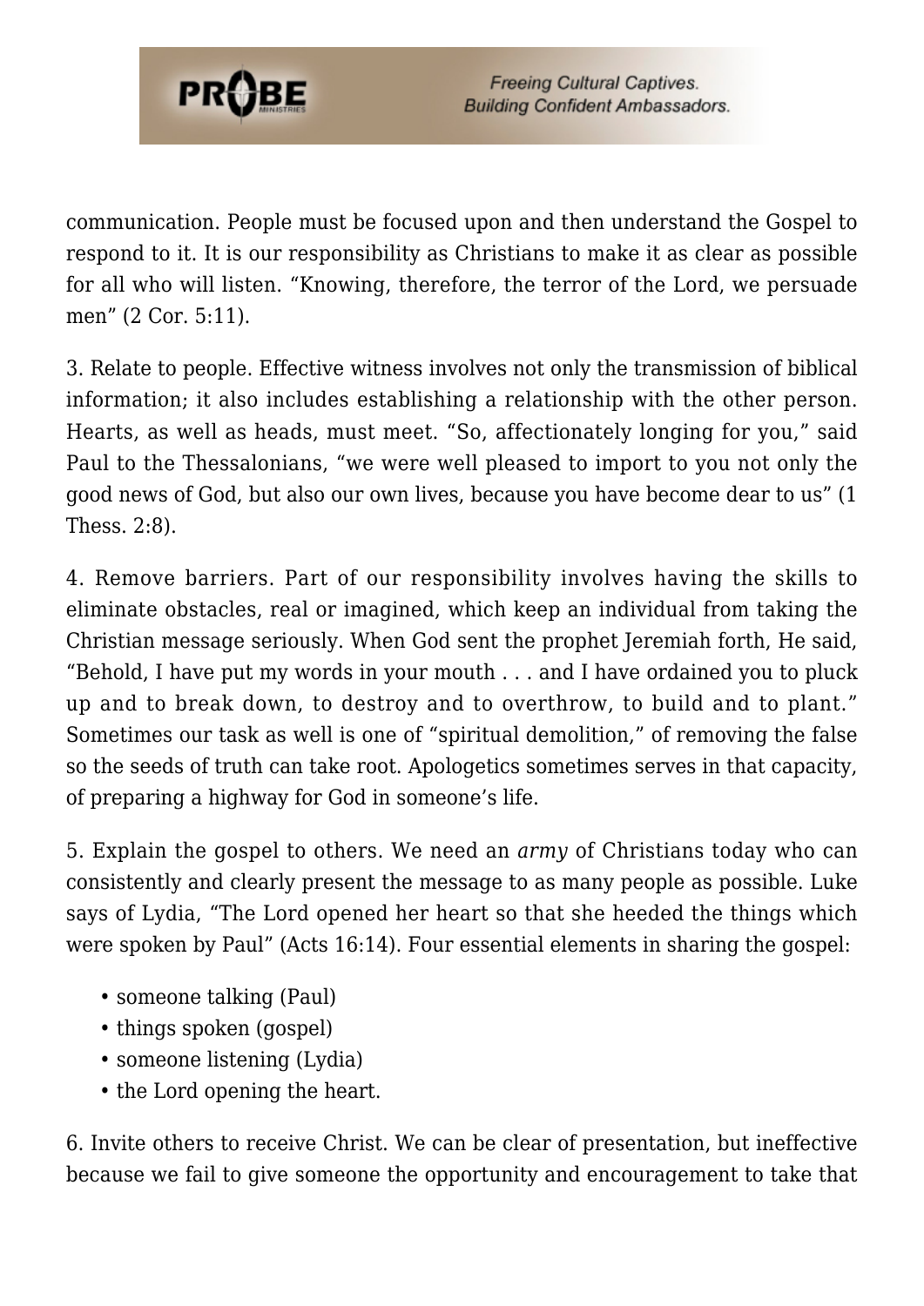communication. People must be focused upon and then understand the Gospel to respond to it. It is our responsibility as Christians to make it as clear as possible for all who will listen. “Knowing, therefore, the terror of the Lord, we persuade men” (2 Cor. 5:11).

3. Relate to people. Effective witness involves not only the transmission of biblical information; it also includes establishing a relationship with the other person. Hearts, as well as heads, must meet. “So, affectionately longing for you,” said Paul to the Thessalonians, “we were well pleased to import to you not only the good news of God, but also our own lives, because you have become dear to us” (1 Thess. 2:8).

4. Remove barriers. Part of our responsibility involves having the skills to eliminate obstacles, real or imagined, which keep an individual from taking the Christian message seriously. When God sent the prophet Jeremiah forth, He said, “Behold, I have put my words in your mouth . . . and I have ordained you to pluck up and to break down, to destroy and to overthrow, to build and to plant.” Sometimes our task as well is one of “spiritual demolition,” of removing the false so the seeds of truth can take root. Apologetics sometimes serves in that capacity, of preparing a highway for God in someone’s life.

5. Explain the gospel to others. We need an *army* of Christians today who can consistently and clearly present the message to as many people as possible. Luke says of Lydia, “The Lord opened her heart so that she heeded the things which were spoken by Paul” (Acts 16:14). Four essential elements in sharing the gospel:

- someone talking (Paul)
- things spoken (gospel)
- someone listening (Lydia)
- the Lord opening the heart.

6. Invite others to receive Christ. We can be clear of presentation, but ineffective because we fail to give someone the opportunity and encouragement to take that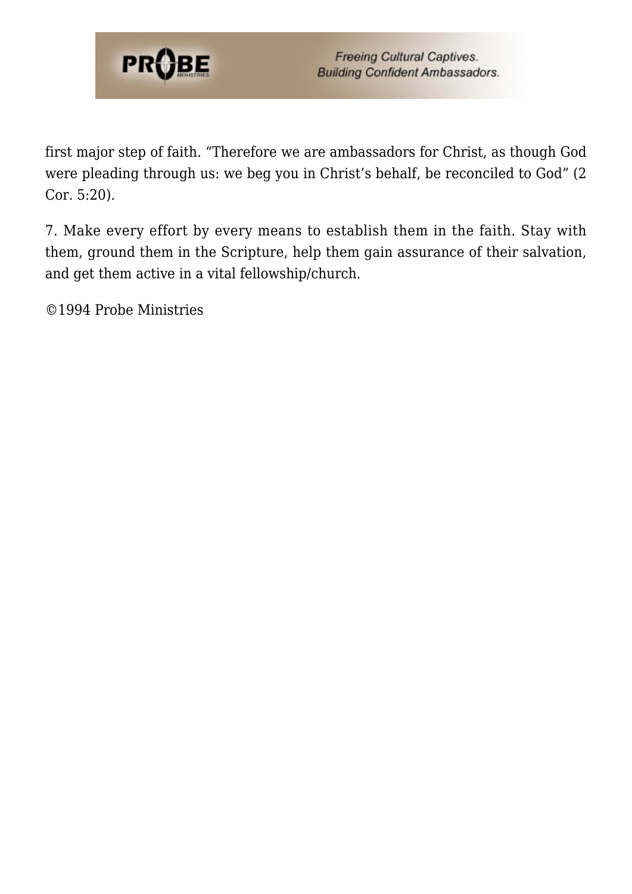first major step of faith. "Therefore we are ambassadors for Christ, as though God were pleading through us: we beg you in Christ's behalf, be reconciled to God" (2 Cor. 5:20).

7. Make every effort by every means to establish them in the faith. Stay with them, ground them in the Scripture, help them gain assurance of their salvation, and get them active in a vital fellowship/church.

©1994 Probe Ministries